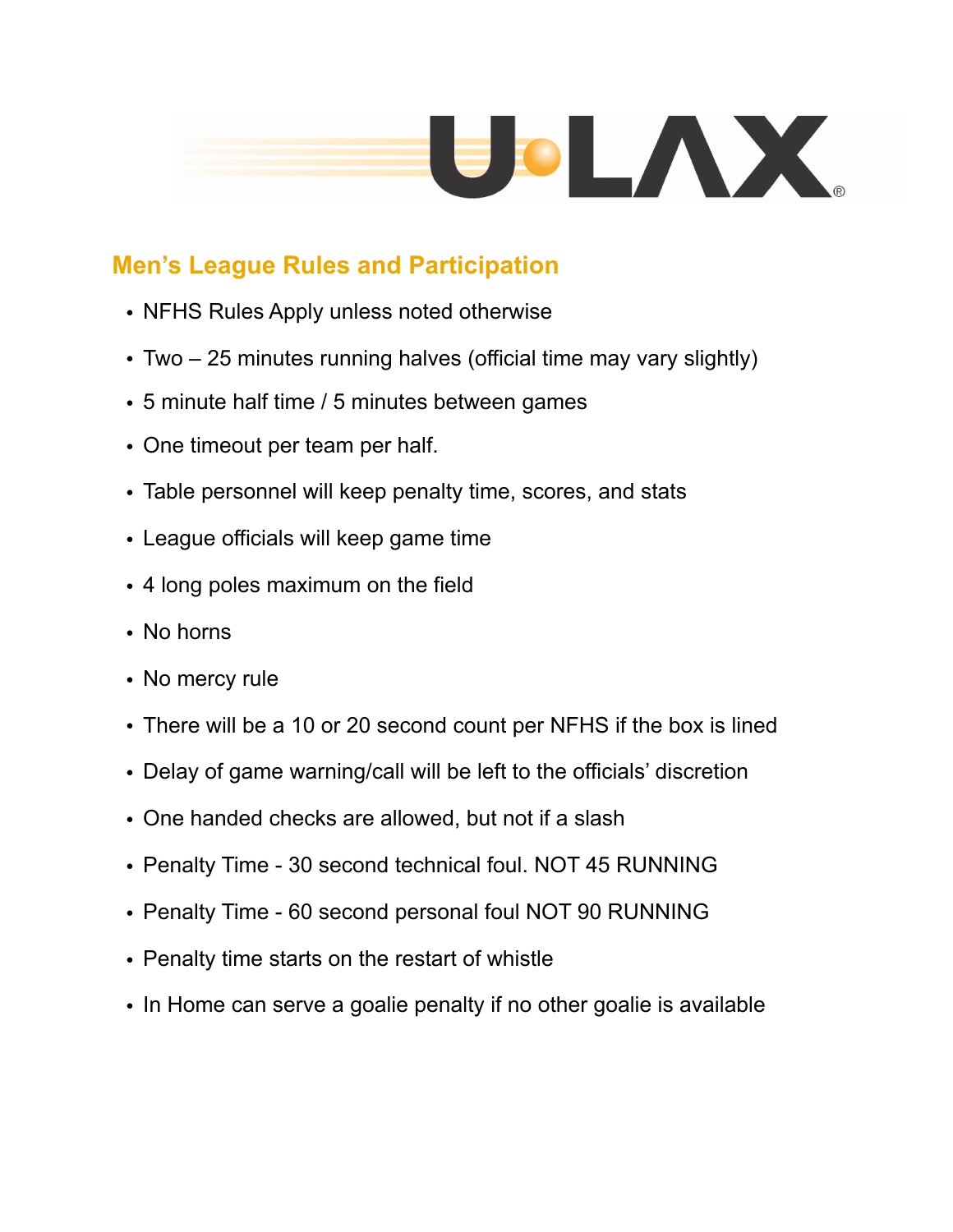U·LAX®

## Men’s League Rules and Participation

- NFHS Rules Apply unless noted otherwise
- Two – 25 minutes running halves (official time may vary slightly)
- 5 minute half time / 5 minutes between games
- One timeout per team per half.
- Table personnel will keep penalty time, scores, and stats
- League officials will keep game time
- 4 long poles maximum on the field
- No horns
- No mercy rule
- There will be a 10 or 20 second count per NFHS if the box is lined
- Delay of game warning/call will be left to the officials’ discretion
- One handed checks are allowed, but not if a slash
- Penalty Time - 30 second technical foul. NOT 45 RUNNING
- Penalty Time - 60 second personal foul NOT 90 RUNNING
- Penalty time starts on the restart of whistle
- In Home can serve a goalie penalty if no other goalie is available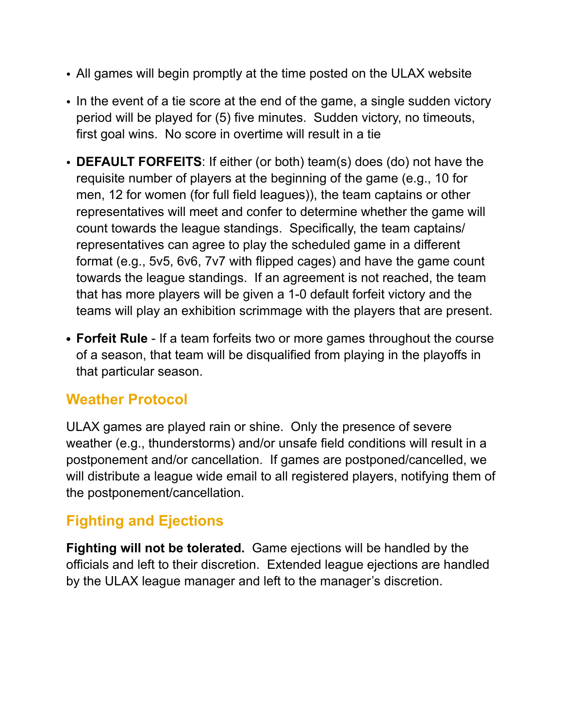- All games will begin promptly at the time posted on the ULAX website
- In the event of a tie score at the end of the game, a single sudden victory period will be played for (5) five minutes. Sudden victory, no timeouts, first goal wins. No score in overtime will result in a tie
- **DEFAULT FORFEITS**: If either (or both) team(s) does (do) not have the requisite number of players at the beginning of the game (e.g., 10 for men, 12 for women (for full field leagues)), the team captains or other representatives will meet and confer to determine whether the game will count towards the league standings. Specifically, the team captains/ representatives can agree to play the scheduled game in a different format (e.g., 5v5, 6v6, 7v7 with flipped cages) and have the game count towards the league standings. If an agreement is not reached, the team that has more players will be given a 1-0 default forfeit victory and the teams will play an exhibition scrimmage with the players that are present.
- **Forfeit Rule** - If a team forfeits two or more games throughout the course of a season, that team will be disqualified from playing in the playoffs in that particular season.

## Weather Protocol

ULAX games are played rain or shine. Only the presence of severe weather (e.g., thunderstorms) and/or unsafe field conditions will result in a postponement and/or cancellation. If games are postponed/cancelled, we will distribute a league wide email to all registered players, notifying them of the postponement/cancellation.

## Fighting and Ejections

**Fighting will not be tolerated.** Game ejections will be handled by the officials and left to their discretion. Extended league ejections are handled by the ULAX league manager and left to the manager's discretion.